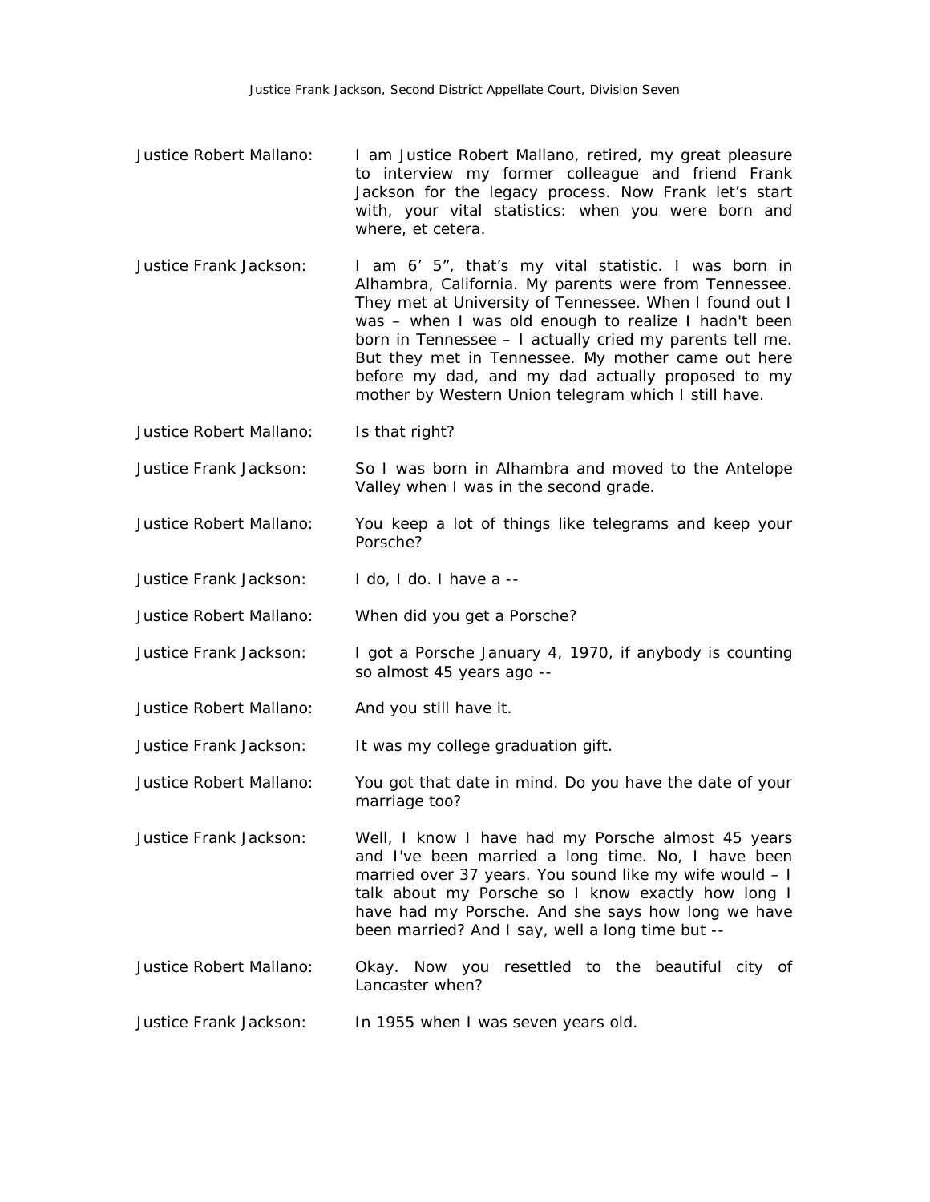**Justice Robert Mallano:** I am Justice Robert Mallano, retired, my great pleasure to interview my former colleague and friend Frank Jackson for the legacy process. Now Frank let's start with, your vital statistics: when you were born and where, et cetera.

**Justice Frank Jackson:** I am 6' 5", that's my vital statistic. I was born in Alhambra, California. My parents were from Tennessee. They met at University of Tennessee. When I found out I was – when I was old enough to realize I hadn't been born in Tennessee – I actually cried my parents tell me. But they met in Tennessee. My mother came out here before my dad, and my dad actually proposed to my mother by Western Union telegram which I still have.

**Justice Robert Mallano:** Is that right?

**Justice Frank Jackson:** So I was born in Alhambra and moved to the Antelope Valley when I was in the second grade.

**Justice Robert Mallano:** You keep a lot of things like telegrams and keep your Porsche?

**Justice Frank Jackson:** I do, I do. I have a --

**Justice Robert Mallano:** When did you get a Porsche?

**Justice Frank Jackson:** I got a Porsche January 4, 1970, if anybody is counting so almost 45 years ago --

**Justice Robert Mallano:** And you still have it.

**Justice Frank Jackson:** It was my college graduation gift.

**Justice Robert Mallano:** You got that date in mind. Do you have the date of your marriage too?

**Justice Frank Jackson:** Well, I know I have had my Porsche almost 45 years and I've been married a long time. No, I have been married over 37 years. You sound like my wife would – I talk about my Porsche so I know exactly how long I have had my Porsche. And she says how long we have been married? And I say, well a long time but --

**Justice Robert Mallano:** Okay. Now you resettled to the beautiful city of Lancaster when?

**Justice Frank Jackson:** In 1955 when I was seven years old.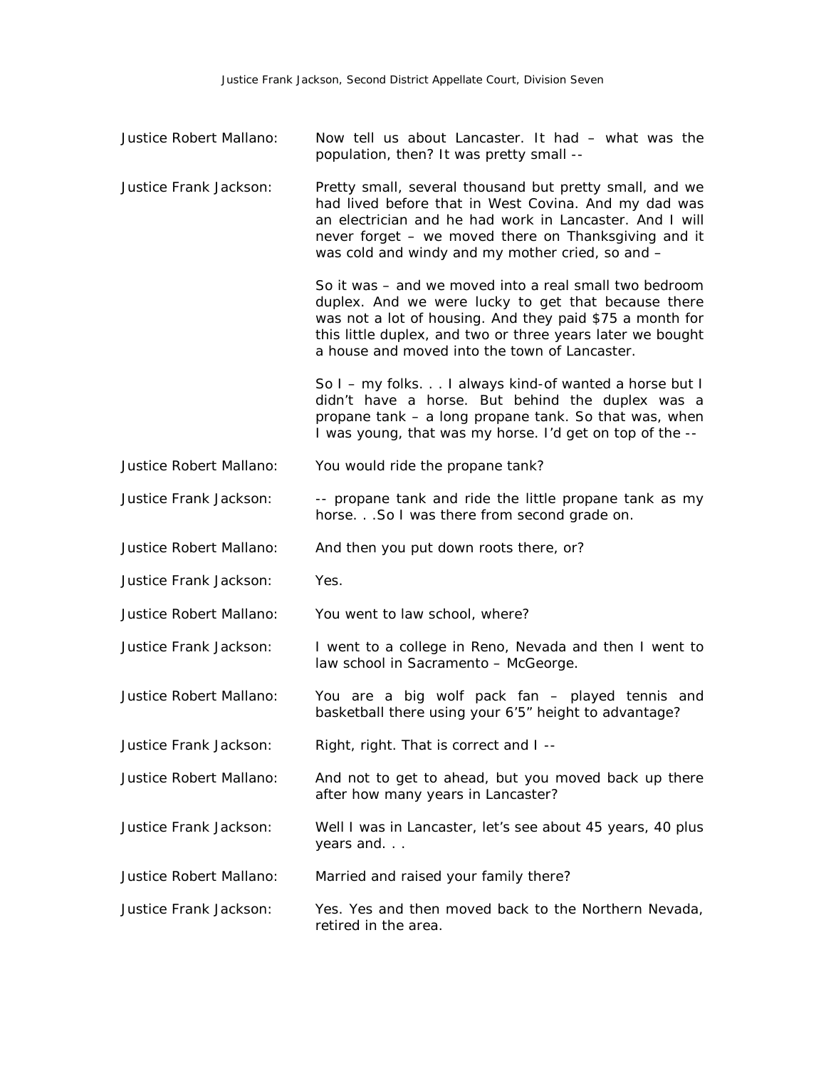Justice Robert Mallano: Now tell us about Lancaster. It had – what was the population, then? It was pretty small --

Justice Frank Jackson: Pretty small, several thousand but pretty small, and we had lived before that in West Covina. And my dad was an electrician and he had work in Lancaster. And I will never forget – we moved there on Thanksgiving and it was cold and windy and my mother cried, so and –

So it was – and we moved into a real small two bedroom duplex. And we were lucky to get that because there was not a lot of housing. And they paid $75 a month for this little duplex, and two or three years later we bought a house and moved into the town of Lancaster.

So I – my folks. . . I always kind-of wanted a horse but I didn't have a horse. But behind the duplex was a propane tank – a long propane tank. So that was, when I was young, that was my horse. I'd get on top of the --

Justice Robert Mallano: You would ride the propane tank?

Justice Frank Jackson: -- propane tank and ride the little propane tank as my horse. . .So I was there from second grade on.

Justice Robert Mallano: And then you put down roots there, or?

Justice Frank Jackson: Yes.

Justice Robert Mallano: You went to law school, where?

Justice Frank Jackson: I went to a college in Reno, Nevada and then I went to law school in Sacramento – McGeorge.

Justice Robert Mallano: You are a big wolf pack fan – played tennis and basketball there using your 6'5" height to advantage?

Justice Frank Jackson: Right, right. That is correct and I --

Justice Robert Mallano: And not to get to ahead, but you moved back up there after how many years in Lancaster?

Justice Frank Jackson: Well I was in Lancaster, let's see about 45 years, 40 plus years and. . .

Justice Robert Mallano: Married and raised your family there?

Justice Frank Jackson: Yes. Yes and then moved back to the Northern Nevada, retired in the area.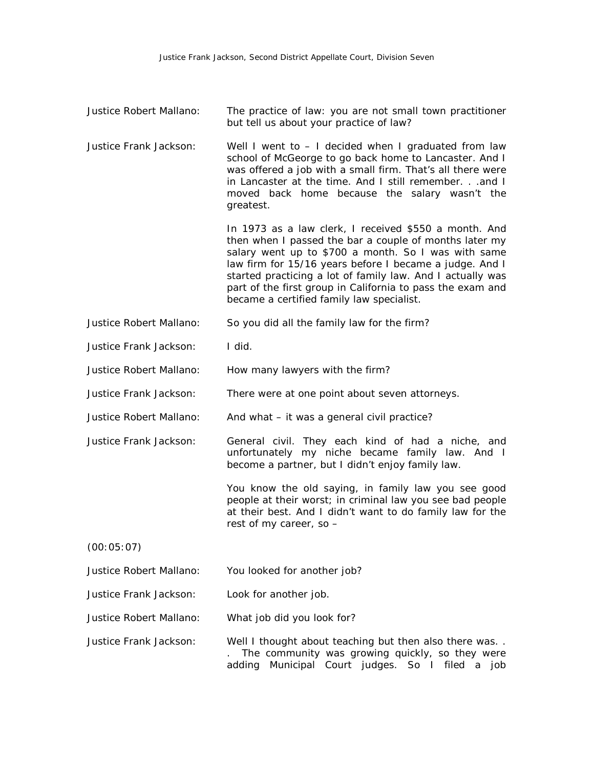**Justice Robert Mallano:** The practice of law: you are not small town practitioner but tell us about your practice of law?

**Justice Frank Jackson:** Well I went to – I decided when I graduated from law school of McGeorge to go back home to Lancaster. And I was offered a job with a small firm. That's all there were in Lancaster at the time. And I still remember. . .and I moved back home because the salary wasn't the greatest.

In 1973 as a law clerk, I received $550 a month. And then when I passed the bar a couple of months later my salary went up to $700 a month. So I was with same law firm for 15/16 years before I became a judge. And I started practicing a lot of family law. And I actually was part of the first group in California to pass the exam and became a certified family law specialist.

**Justice Robert Mallano:** So you did all the family law for the firm?

**Justice Frank Jackson:** I did.

**Justice Robert Mallano:** How many lawyers with the firm?

**Justice Frank Jackson:** There were at one point about seven attorneys.

**Justice Robert Mallano:** And what – it was a general civil practice?

**Justice Frank Jackson:** General civil. They each kind of had a niche, and unfortunately my niche became family law. And I become a partner, but I didn't enjoy family law.

You know the old saying, in family law you see good people at their worst; in criminal law you see bad people at their best. And I didn't want to do family law for the rest of my career, so –

(00:05:07)

**Justice Robert Mallano:** You looked for another job?

**Justice Frank Jackson:** Look for another job.

**Justice Robert Mallano:** What job did you look for?

**Justice Frank Jackson:** Well I thought about teaching but then also there was. . . The community was growing quickly, so they were adding Municipal Court judges. So I filed a job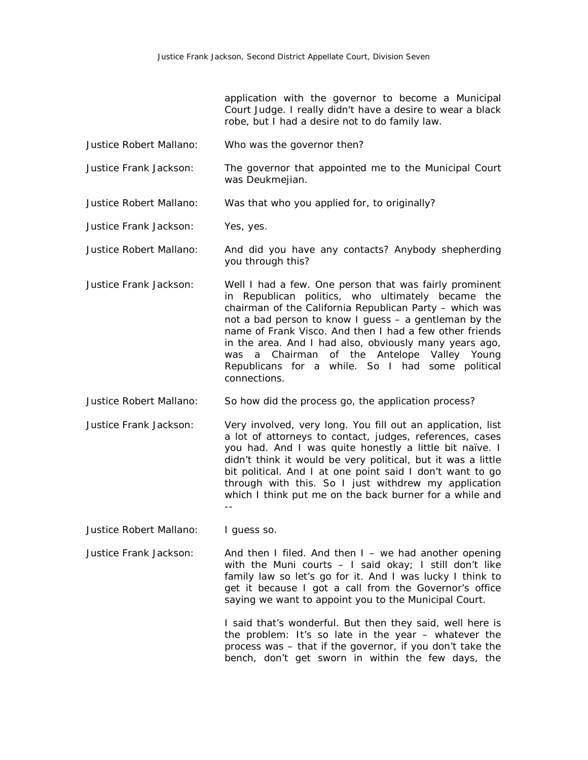application with the governor to become a Municipal Court Judge. I really didn't have a desire to wear a black robe, but I had a desire not to do family law.

**Justice Robert Mallano:** Who was the governor then?

**Justice Frank Jackson:** The governor that appointed me to the Municipal Court was Deukmejian.

**Justice Robert Mallano:** Was that who you applied for, to originally?

**Justice Frank Jackson:** Yes, yes.

**Justice Robert Mallano:** And did you have any contacts? Anybody shepherding you through this?

**Justice Frank Jackson:** Well I had a few. One person that was fairly prominent in Republican politics, who ultimately became the chairman of the California Republican Party – which was not a bad person to know I guess – a gentleman by the name of Frank Visco. And then I had a few other friends in the area. And I had also, obviously many years ago, was a Chairman of the Antelope Valley Young Republicans for a while. So I had some political connections.

**Justice Robert Mallano:** So how did the process go, the application process?

**Justice Frank Jackson:** Very involved, very long. You fill out an application, list a lot of attorneys to contact, judges, references, cases you had. And I was quite honestly a little bit naïve. I didn't think it would be very political, but it was a little bit political. And I at one point said I don't want to go through with this. So I just withdrew my application which I think put me on the back burner for a while and --

**Justice Robert Mallano:** I guess so.

**Justice Frank Jackson:** And then I filed. And then I – we had another opening with the Muni courts – I said okay; I still don't like family law so let's go for it. And I was lucky I think to get it because I got a call from the Governor's office saying we want to appoint you to the Municipal Court.

I said that's wonderful. But then they said, well here is the problem: It's so late in the year – whatever the process was – that if the governor, if you don't take the bench, don't get sworn in within the few days, the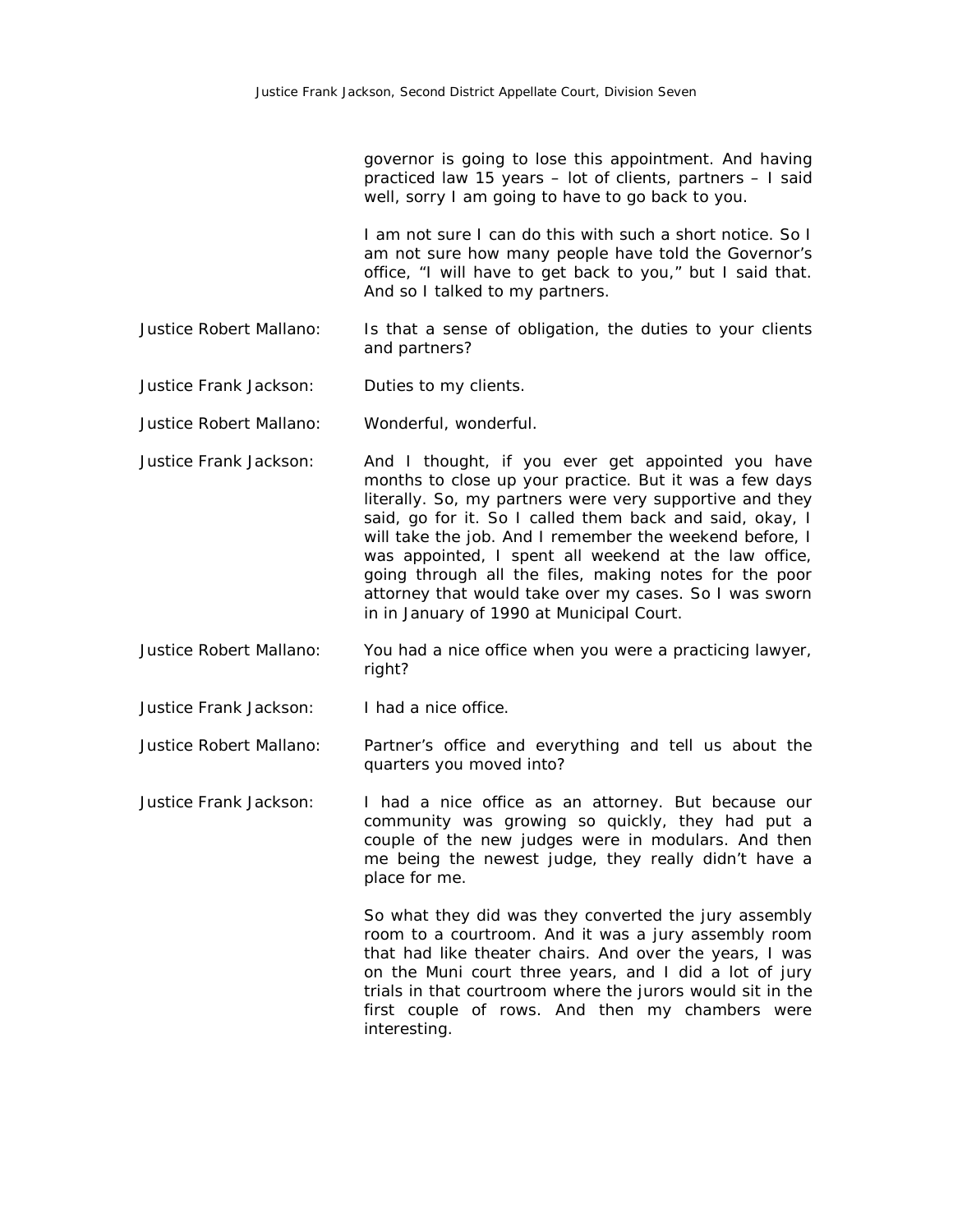governor is going to lose this appointment. And having practiced law 15 years – lot of clients, partners – I said well, sorry I am going to have to go back to you.

I am not sure I can do this with such a short notice. So I am not sure how many people have told the Governor's office, "I will have to get back to you," but I said that. And so I talked to my partners.

Justice Robert Mallano: Is that a sense of obligation, the duties to your clients and partners?

Justice Frank Jackson: Duties to my clients.

Justice Robert Mallano: Wonderful, wonderful.

Justice Frank Jackson: And I thought, if you ever get appointed you have months to close up your practice. But it was a few days literally. So, my partners were very supportive and they said, go for it. So I called them back and said, okay, I will take the job. And I remember the weekend before, I was appointed, I spent all weekend at the law office, going through all the files, making notes for the poor attorney that would take over my cases. So I was sworn in in January of 1990 at Municipal Court.

Justice Robert Mallano: You had a nice office when you were a practicing lawyer, right?

Justice Frank Jackson: I had a nice office.

Justice Robert Mallano: Partner's office and everything and tell us about the quarters you moved into?

Justice Frank Jackson: I had a nice office as an attorney. But because our community was growing so quickly, they had put a couple of the new judges were in modulars. And then me being the newest judge, they really didn't have a place for me.

So what they did was they converted the jury assembly room to a courtroom. And it was a jury assembly room that had like theater chairs. And over the years, I was on the Muni court three years, and I did a lot of jury trials in that courtroom where the jurors would sit in the first couple of rows. And then my chambers were interesting.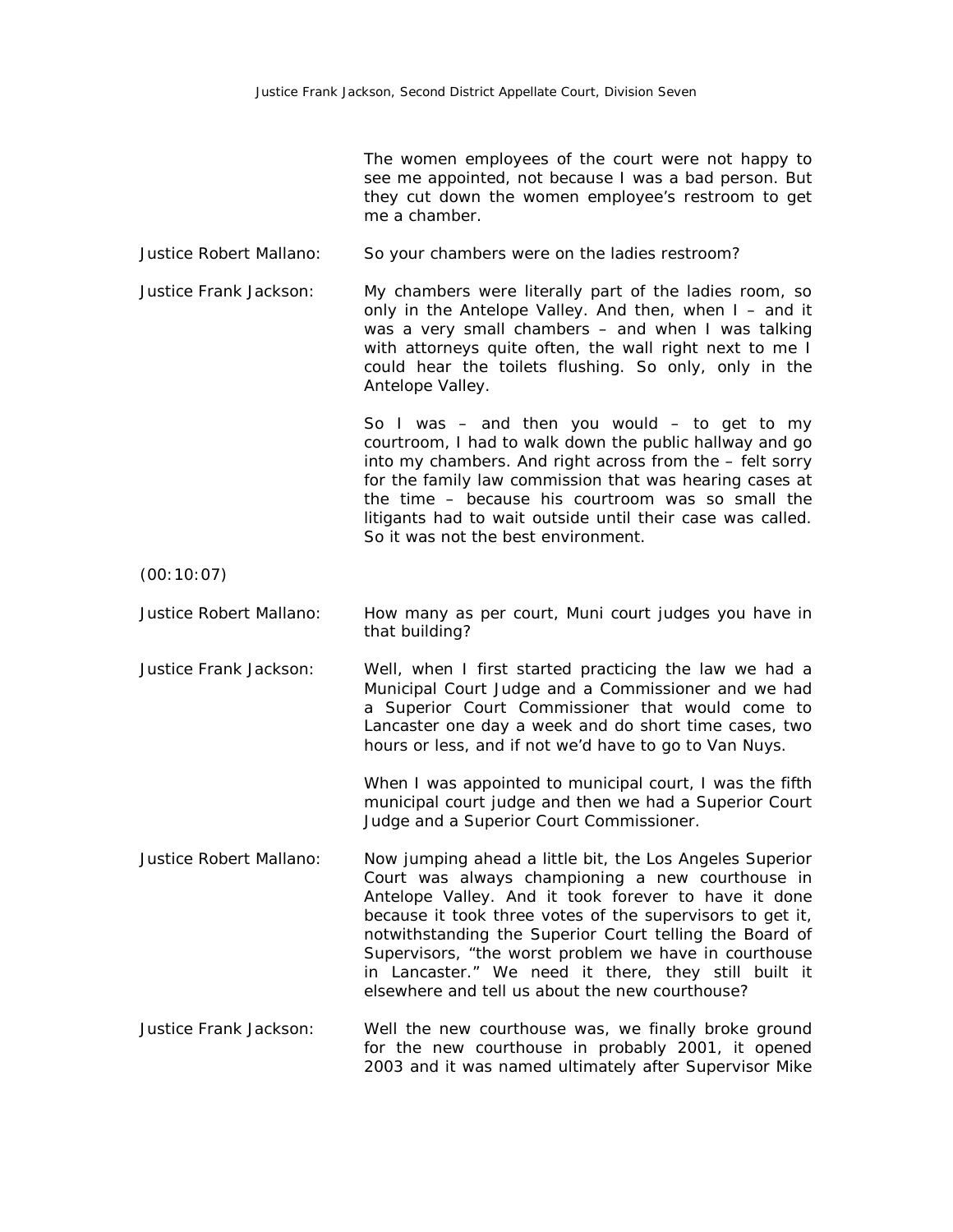The women employees of the court were not happy to see me appointed, not because I was a bad person. But they cut down the women employee's restroom to get me a chamber.

**Justice Robert Mallano:** So your chambers were on the ladies restroom?

**Justice Frank Jackson:** My chambers were literally part of the ladies room, so only in the Antelope Valley. And then, when I – and it was a very small chambers – and when I was talking with attorneys quite often, the wall right next to me I could hear the toilets flushing. So only, only in the Antelope Valley.

So I was – and then you would – to get to my courtroom, I had to walk down the public hallway and go into my chambers. And right across from the – felt sorry for the family law commission that was hearing cases at the time – because his courtroom was so small the litigants had to wait outside until their case was called. So it was not the best environment.

(00:10:07)

**Justice Robert Mallano:** How many as per court, Muni court judges you have in that building?

**Justice Frank Jackson:** Well, when I first started practicing the law we had a Municipal Court Judge and a Commissioner and we had a Superior Court Commissioner that would come to Lancaster one day a week and do short time cases, two hours or less, and if not we'd have to go to Van Nuys.

When I was appointed to municipal court, I was the fifth municipal court judge and then we had a Superior Court Judge and a Superior Court Commissioner.

**Justice Robert Mallano:** Now jumping ahead a little bit, the Los Angeles Superior Court was always championing a new courthouse in Antelope Valley. And it took forever to have it done because it took three votes of the supervisors to get it, notwithstanding the Superior Court telling the Board of Supervisors, "the worst problem we have in courthouse in Lancaster." We need it there, they still built it elsewhere and tell us about the new courthouse?

**Justice Frank Jackson:** Well the new courthouse was, we finally broke ground for the new courthouse in probably 2001, it opened 2003 and it was named ultimately after Supervisor Mike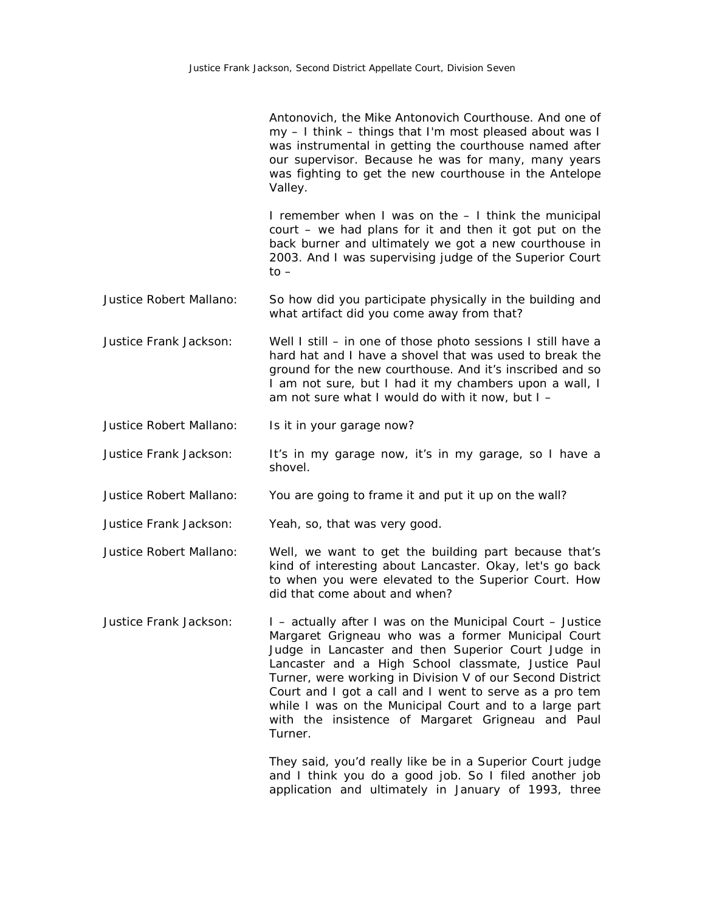Antonovich, the Mike Antonovich Courthouse. And one of my – I think – things that I'm most pleased about was I was instrumental in getting the courthouse named after our supervisor. Because he was for many, many years was fighting to get the new courthouse in the Antelope Valley.

I remember when I was on the – I think the municipal court – we had plans for it and then it got put on the back burner and ultimately we got a new courthouse in 2003. And I was supervising judge of the Superior Court to –

**Justice Robert Mallano:** So how did you participate physically in the building and what artifact did you come away from that?

**Justice Frank Jackson:** Well I still – in one of those photo sessions I still have a hard hat and I have a shovel that was used to break the ground for the new courthouse. And it's inscribed and so I am not sure, but I had it my chambers upon a wall, I am not sure what I would do with it now, but I –

**Justice Robert Mallano:** Is it in your garage now?

**Justice Frank Jackson:** It's in my garage now, it's in my garage, so I have a shovel.

**Justice Robert Mallano:** You are going to frame it and put it up on the wall?

**Justice Frank Jackson:** Yeah, so, that was very good.

**Justice Robert Mallano:** Well, we want to get the building part because that's kind of interesting about Lancaster. Okay, let's go back to when you were elevated to the Superior Court. How did that come about and when?

**Justice Frank Jackson:** I – actually after I was on the Municipal Court – Justice Margaret Grigneau who was a former Municipal Court Judge in Lancaster and then Superior Court Judge in Lancaster and a High School classmate, Justice Paul Turner, were working in Division V of our Second District Court and I got a call and I went to serve as a pro tem while I was on the Municipal Court and to a large part with the insistence of Margaret Grigneau and Paul Turner.

They said, you'd really like be in a Superior Court judge and I think you do a good job. So I filed another job application and ultimately in January of 1993, three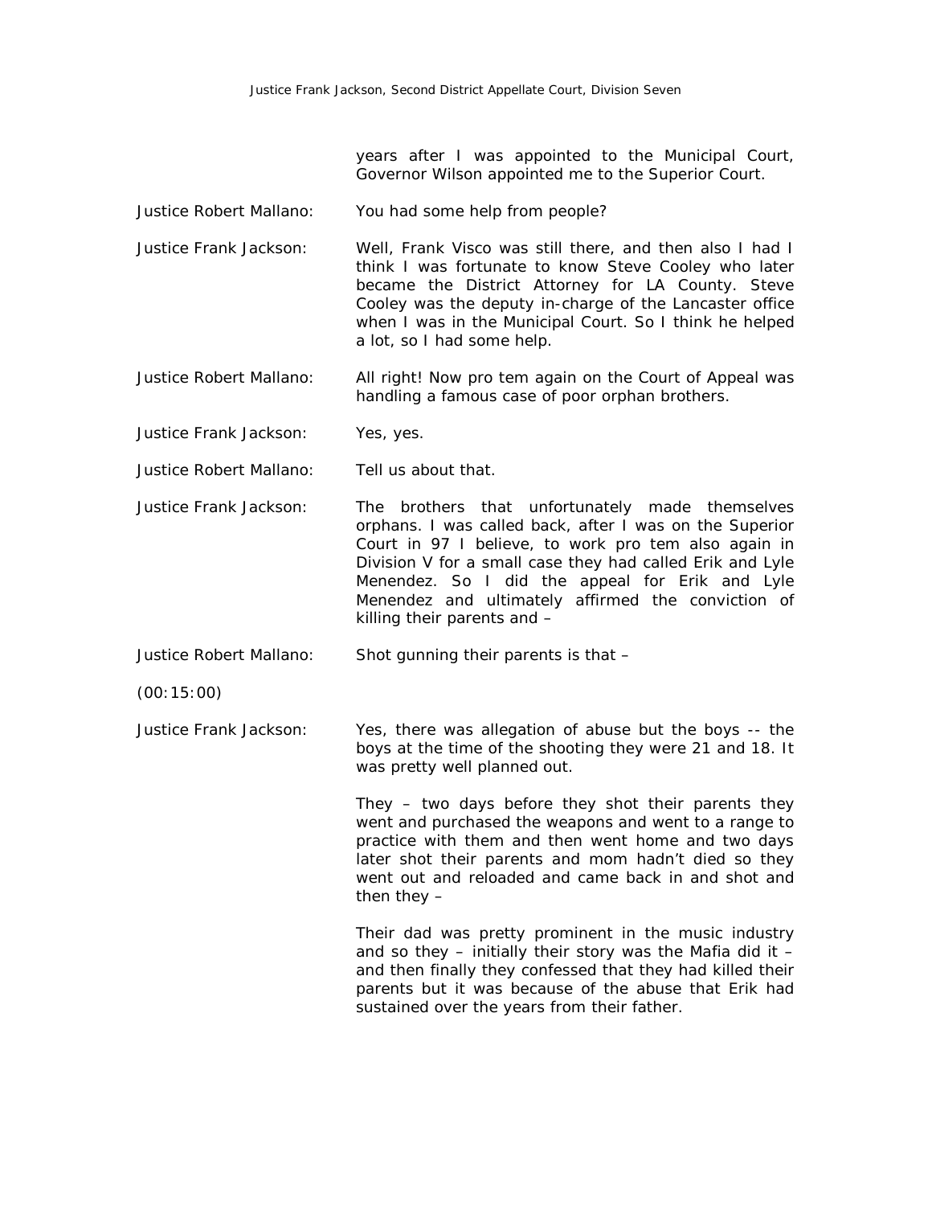years after I was appointed to the Municipal Court, Governor Wilson appointed me to the Superior Court.

Justice Robert Mallano: You had some help from people?

Justice Frank Jackson: Well, Frank Visco was still there, and then also I had I think I was fortunate to know Steve Cooley who later became the District Attorney for LA County. Steve Cooley was the deputy in-charge of the Lancaster office when I was in the Municipal Court. So I think he helped a lot, so I had some help.

Justice Robert Mallano: All right! Now pro tem again on the Court of Appeal was handling a famous case of poor orphan brothers.

Justice Frank Jackson: Yes, yes.

Justice Robert Mallano: Tell us about that.

Justice Frank Jackson: The brothers that unfortunately made themselves orphans. I was called back, after I was on the Superior Court in 97 I believe, to work pro tem also again in Division V for a small case they had called Erik and Lyle Menendez. So I did the appeal for Erik and Lyle Menendez and ultimately affirmed the conviction of killing their parents and –

Justice Robert Mallano: Shot gunning their parents is that –

(00:15:00)

Justice Frank Jackson: Yes, there was allegation of abuse but the boys -- the boys at the time of the shooting they were 21 and 18. It was pretty well planned out.

They – two days before they shot their parents they went and purchased the weapons and went to a range to practice with them and then went home and two days later shot their parents and mom hadn't died so they went out and reloaded and came back in and shot and then they –

Their dad was pretty prominent in the music industry and so they – initially their story was the Mafia did it – and then finally they confessed that they had killed their parents but it was because of the abuse that Erik had sustained over the years from their father.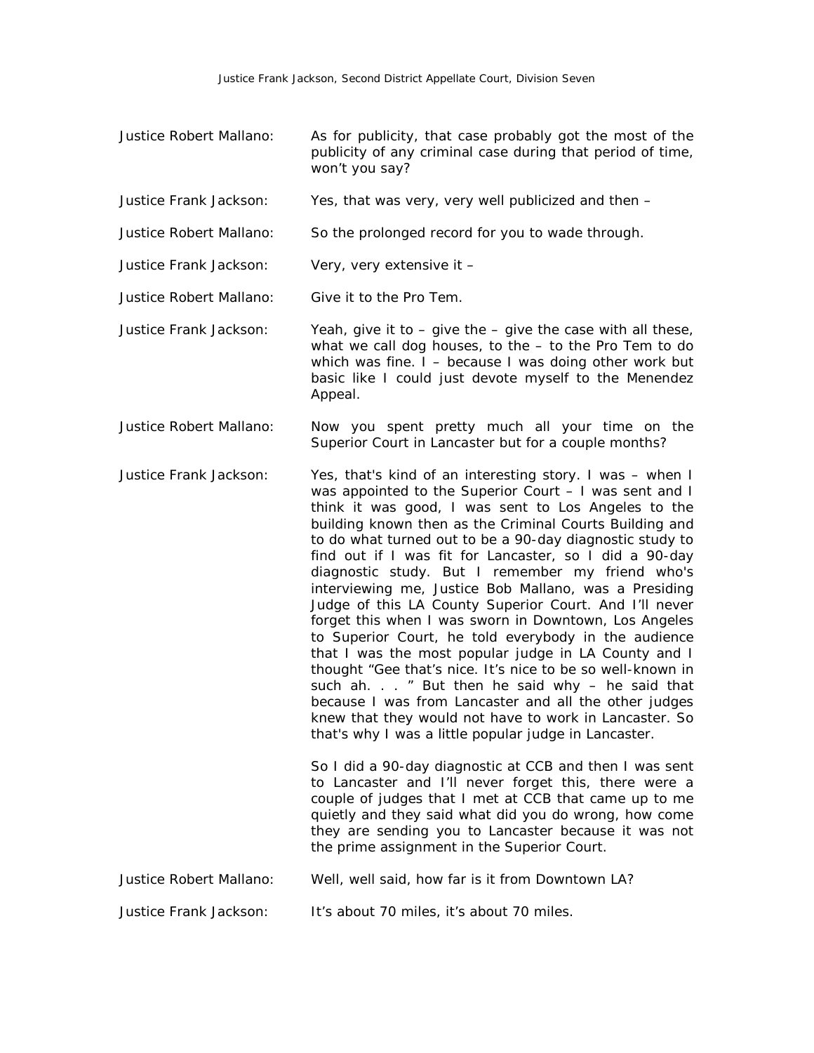**Justice Robert Mallano:** As for publicity, that case probably got the most of the publicity of any criminal case during that period of time, won't you say?

**Justice Frank Jackson:** Yes, that was very, very well publicized and then –

**Justice Robert Mallano:** So the prolonged record for you to wade through.

**Justice Frank Jackson:** Very, very extensive it –

**Justice Robert Mallano:** Give it to the Pro Tem.

**Justice Frank Jackson:** Yeah, give it to – give the – give the case with all these, what we call dog houses, to the – to the Pro Tem to do which was fine. I – because I was doing other work but basic like I could just devote myself to the Menendez Appeal.

**Justice Robert Mallano:** Now you spent pretty much all your time on the Superior Court in Lancaster but for a couple months?

**Justice Frank Jackson:** Yes, that's kind of an interesting story. I was – when I was appointed to the Superior Court – I was sent and I think it was good, I was sent to Los Angeles to the building known then as the Criminal Courts Building and to do what turned out to be a 90-day diagnostic study to find out if I was fit for Lancaster, so I did a 90-day diagnostic study. But I remember my friend who's interviewing me, Justice Bob Mallano, was a Presiding Judge of this LA County Superior Court. And I'll never forget this when I was sworn in Downtown, Los Angeles to Superior Court, he told everybody in the audience that I was the most popular judge in LA County and I thought "Gee that's nice. It's nice to be so well-known in such ah. . . " But then he said why – he said that because I was from Lancaster and all the other judges knew that they would not have to work in Lancaster. So that's why I was a little popular judge in Lancaster.

So I did a 90-day diagnostic at CCB and then I was sent to Lancaster and I'll never forget this, there were a couple of judges that I met at CCB that came up to me quietly and they said what did you do wrong, how come they are sending you to Lancaster because it was not the prime assignment in the Superior Court.

**Justice Robert Mallano:** Well, well said, how far is it from Downtown LA?

**Justice Frank Jackson:** It's about 70 miles, it's about 70 miles.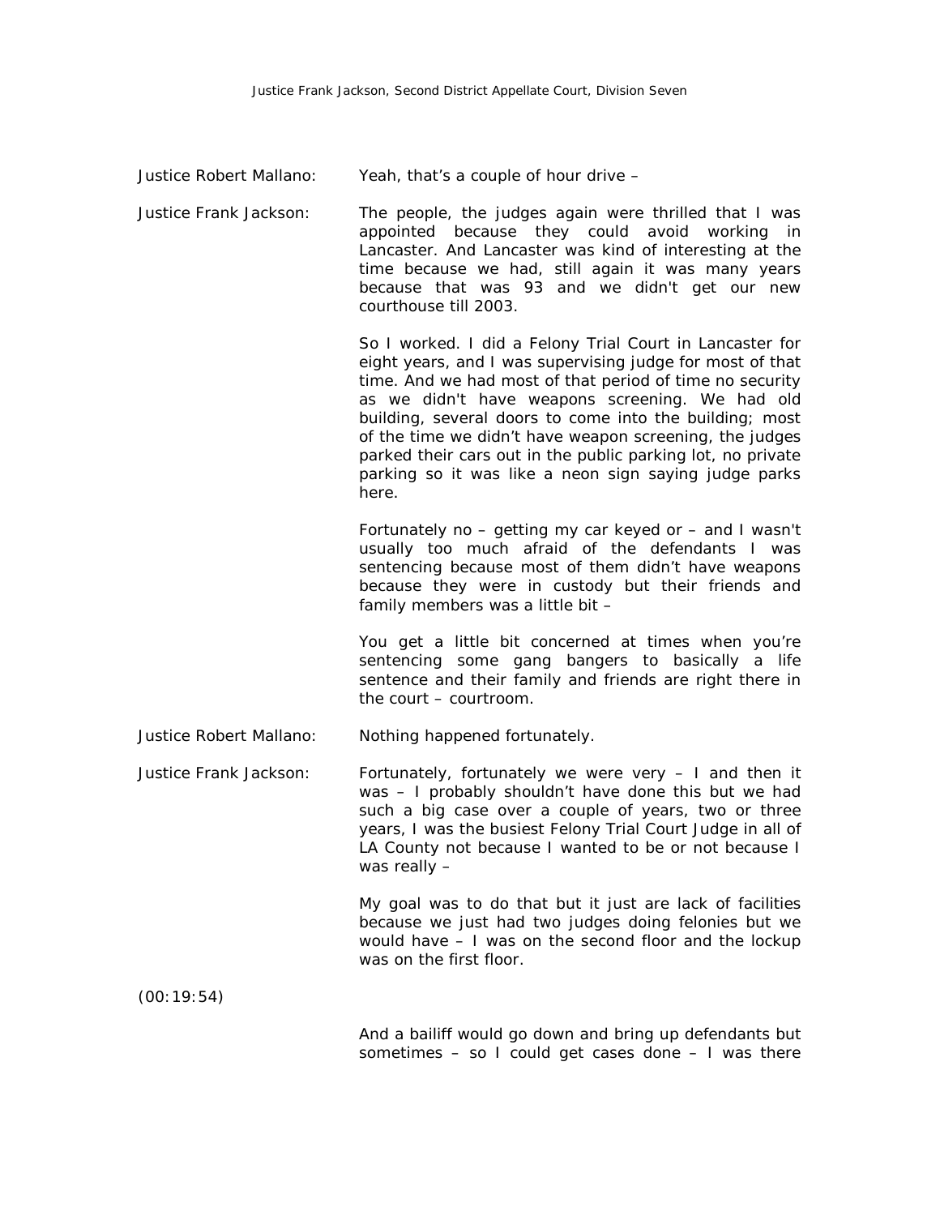Justice Robert Mallano: Yeah, that's a couple of hour drive –

Justice Frank Jackson: The people, the judges again were thrilled that I was appointed because they could avoid working in Lancaster. And Lancaster was kind of interesting at the time because we had, still again it was many years because that was 93 and we didn't get our new courthouse till 2003.

So I worked. I did a Felony Trial Court in Lancaster for eight years, and I was supervising judge for most of that time. And we had most of that period of time no security as we didn't have weapons screening. We had old building, several doors to come into the building; most of the time we didn't have weapon screening, the judges parked their cars out in the public parking lot, no private parking so it was like a neon sign saying judge parks here.

Fortunately no – getting my car keyed or – and I wasn't usually too much afraid of the defendants I was sentencing because most of them didn't have weapons because they were in custody but their friends and family members was a little bit –

You get a little bit concerned at times when you're sentencing some gang bangers to basically a life sentence and their family and friends are right there in the court – courtroom.

Justice Robert Mallano: Nothing happened fortunately.

Justice Frank Jackson: Fortunately, fortunately we were very – I and then it was – I probably shouldn't have done this but we had such a big case over a couple of years, two or three years, I was the busiest Felony Trial Court Judge in all of LA County not because I wanted to be or not because I was really –

My goal was to do that but it just are lack of facilities because we just had two judges doing felonies but we would have – I was on the second floor and the lockup was on the first floor.

(00:19:54)

And a bailiff would go down and bring up defendants but sometimes – so I could get cases done – I was there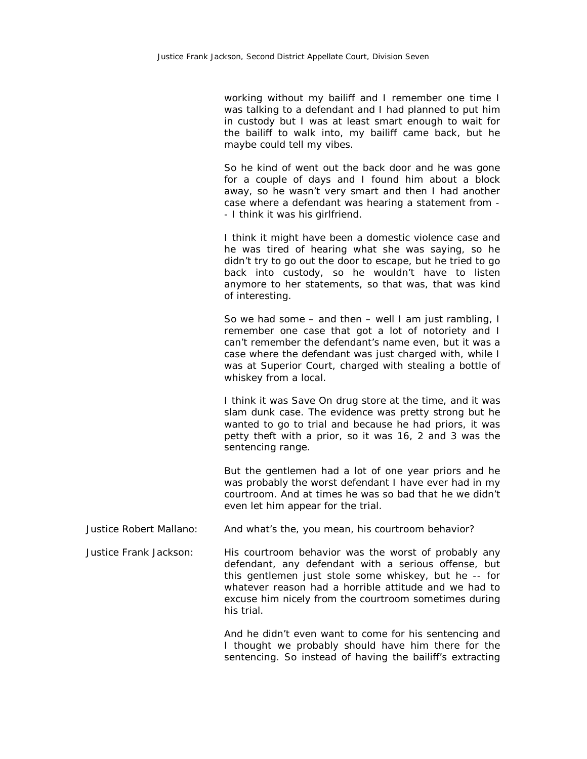working without my bailiff and I remember one time I was talking to a defendant and I had planned to put him in custody but I was at least smart enough to wait for the bailiff to walk into, my bailiff came back, but he maybe could tell my vibes.

So he kind of went out the back door and he was gone for a couple of days and I found him about a block away, so he wasn't very smart and then I had another case where a defendant was hearing a statement from -- I think it was his girlfriend.

I think it might have been a domestic violence case and he was tired of hearing what she was saying, so he didn't try to go out the door to escape, but he tried to go back into custody, so he wouldn't have to listen anymore to her statements, so that was, that was kind of interesting.

So we had some – and then – well I am just rambling, I remember one case that got a lot of notoriety and I can't remember the defendant's name even, but it was a case where the defendant was just charged with, while I was at Superior Court, charged with stealing a bottle of whiskey from a local.

I think it was Save On drug store at the time, and it was slam dunk case. The evidence was pretty strong but he wanted to go to trial and because he had priors, it was petty theft with a prior, so it was 16, 2 and 3 was the sentencing range.

But the gentlemen had a lot of one year priors and he was probably the worst defendant I have ever had in my courtroom. And at times he was so bad that he we didn't even let him appear for the trial.

Justice Robert Mallano: And what's the, you mean, his courtroom behavior?

Justice Frank Jackson: His courtroom behavior was the worst of probably any defendant, any defendant with a serious offense, but this gentlemen just stole some whiskey, but he -- for whatever reason had a horrible attitude and we had to excuse him nicely from the courtroom sometimes during his trial.

And he didn't even want to come for his sentencing and I thought we probably should have him there for the sentencing. So instead of having the bailiff's extracting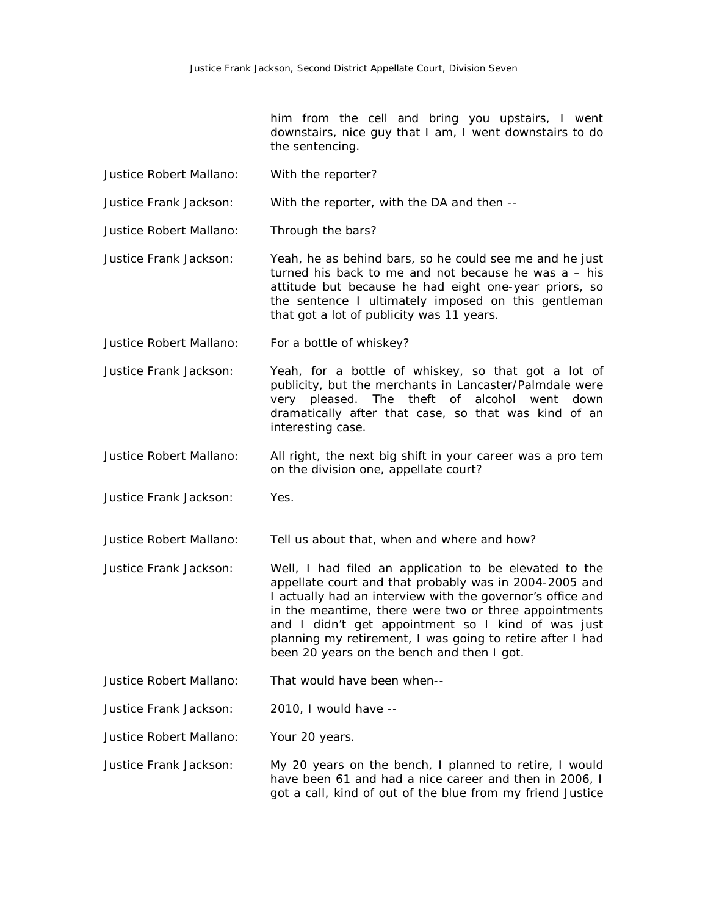him from the cell and bring you upstairs, I went downstairs, nice guy that I am, I went downstairs to do the sentencing.

Justice Robert Mallano: With the reporter?

Justice Frank Jackson: With the reporter, with the DA and then --

Justice Robert Mallano: Through the bars?

Justice Frank Jackson: Yeah, he as behind bars, so he could see me and he just turned his back to me and not because he was a – his attitude but because he had eight one-year priors, so the sentence I ultimately imposed on this gentleman that got a lot of publicity was 11 years.

Justice Robert Mallano: For a bottle of whiskey?

Justice Frank Jackson: Yeah, for a bottle of whiskey, so that got a lot of publicity, but the merchants in Lancaster/Palmdale were very pleased. The theft of alcohol went down dramatically after that case, so that was kind of an interesting case.

Justice Robert Mallano: All right, the next big shift in your career was a pro tem on the division one, appellate court?

Justice Frank Jackson: Yes.

Justice Robert Mallano: Tell us about that, when and where and how?

Justice Frank Jackson: Well, I had filed an application to be elevated to the appellate court and that probably was in 2004-2005 and I actually had an interview with the governor's office and in the meantime, there were two or three appointments and I didn't get appointment so I kind of was just planning my retirement, I was going to retire after I had been 20 years on the bench and then I got.

Justice Robert Mallano: That would have been when--

Justice Frank Jackson: 2010, I would have --

Justice Robert Mallano: Your 20 years.

Justice Frank Jackson: My 20 years on the bench, I planned to retire, I would have been 61 and had a nice career and then in 2006, I got a call, kind of out of the blue from my friend Justice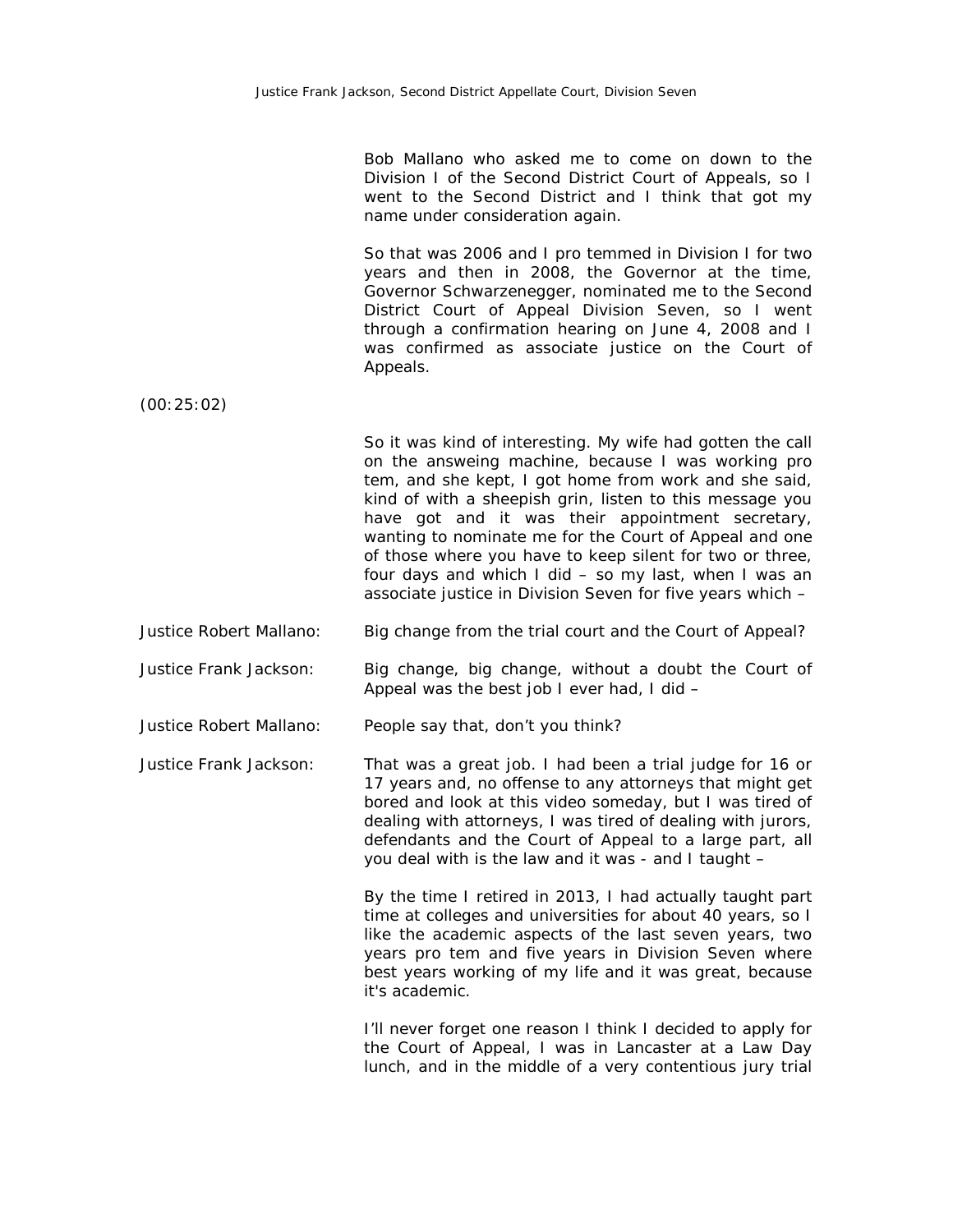Bob Mallano who asked me to come on down to the Division I of the Second District Court of Appeals, so I went to the Second District and I think that got my name under consideration again.

So that was 2006 and I pro temmed in Division I for two years and then in 2008, the Governor at the time, Governor Schwarzenegger, nominated me to the Second District Court of Appeal Division Seven, so I went through a confirmation hearing on June 4, 2008 and I was confirmed as associate justice on the Court of Appeals.

(00:25:02)

So it was kind of interesting. My wife had gotten the call on the answeing machine, because I was working pro tem, and she kept, I got home from work and she said, kind of with a sheepish grin, listen to this message you have got and it was their appointment secretary, wanting to nominate me for the Court of Appeal and one of those where you have to keep silent for two or three, four days and which I did – so my last, when I was an associate justice in Division Seven for five years which –

Justice Robert Mallano: Big change from the trial court and the Court of Appeal?

Justice Frank Jackson: Big change, big change, without a doubt the Court of Appeal was the best job I ever had, I did –

Justice Robert Mallano: People say that, don't you think?

Justice Frank Jackson: That was a great job. I had been a trial judge for 16 or 17 years and, no offense to any attorneys that might get bored and look at this video someday, but I was tired of dealing with attorneys, I was tired of dealing with jurors, defendants and the Court of Appeal to a large part, all you deal with is the law and it was - and I taught –

By the time I retired in 2013, I had actually taught part time at colleges and universities for about 40 years, so I like the academic aspects of the last seven years, two years pro tem and five years in Division Seven where best years working of my life and it was great, because it's academic.

I'll never forget one reason I think I decided to apply for the Court of Appeal, I was in Lancaster at a Law Day lunch, and in the middle of a very contentious jury trial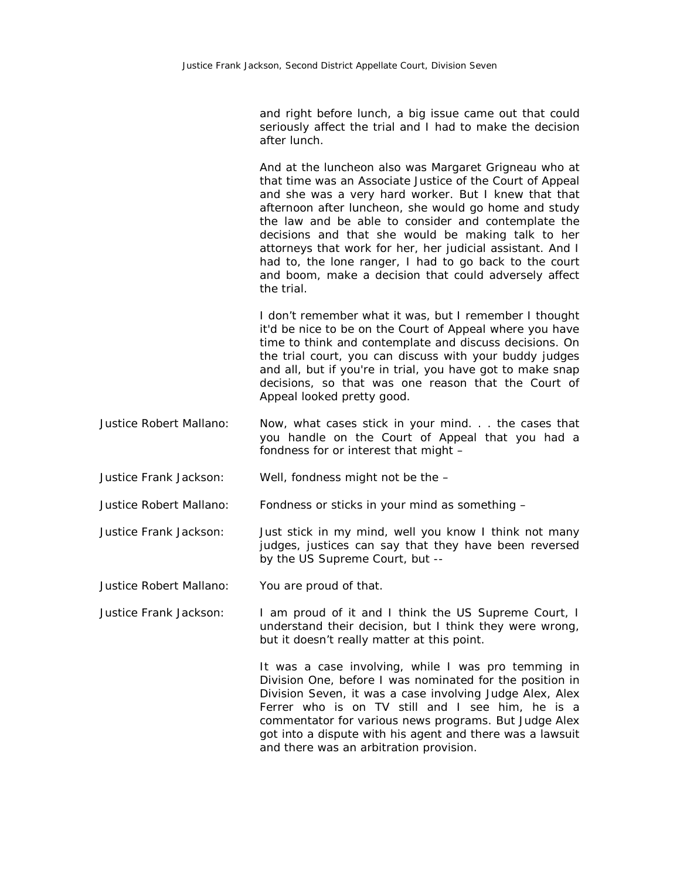and right before lunch, a big issue came out that could seriously affect the trial and I had to make the decision after lunch.

And at the luncheon also was Margaret Grigneau who at that time was an Associate Justice of the Court of Appeal and she was a very hard worker. But I knew that that afternoon after luncheon, she would go home and study the law and be able to consider and contemplate the decisions and that she would be making talk to her attorneys that work for her, her judicial assistant. And I had to, the lone ranger, I had to go back to the court and boom, make a decision that could adversely affect the trial.

I don't remember what it was, but I remember I thought it'd be nice to be on the Court of Appeal where you have time to think and contemplate and discuss decisions. On the trial court, you can discuss with your buddy judges and all, but if you're in trial, you have got to make snap decisions, so that was one reason that the Court of Appeal looked pretty good.

Justice Robert Mallano: Now, what cases stick in your mind. . . the cases that you handle on the Court of Appeal that you had a fondness for or interest that might –

Justice Frank Jackson: Well, fondness might not be the –

Justice Robert Mallano: Fondness or sticks in your mind as something –

Justice Frank Jackson: Just stick in my mind, well you know I think not many judges, justices can say that they have been reversed by the US Supreme Court, but --

Justice Robert Mallano: You are proud of that.

Justice Frank Jackson: I am proud of it and I think the US Supreme Court, I understand their decision, but I think they were wrong, but it doesn't really matter at this point.

It was a case involving, while I was pro temming in Division One, before I was nominated for the position in Division Seven, it was a case involving Judge Alex, Alex Ferrer who is on TV still and I see him, he is a commentator for various news programs. But Judge Alex got into a dispute with his agent and there was a lawsuit and there was an arbitration provision.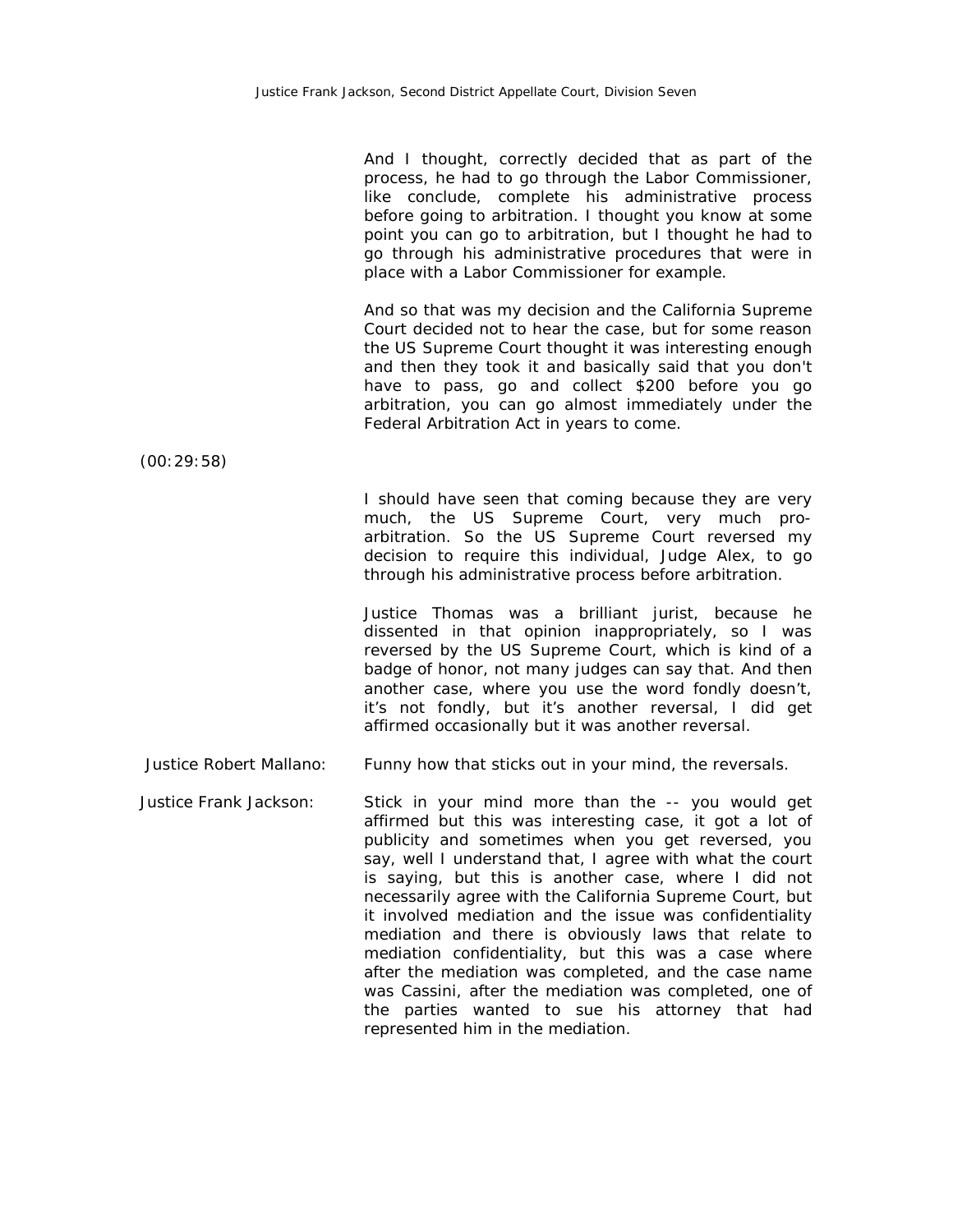And I thought, correctly decided that as part of the process, he had to go through the Labor Commissioner, like conclude, complete his administrative process before going to arbitration. I thought you know at some point you can go to arbitration, but I thought he had to go through his administrative procedures that were in place with a Labor Commissioner for example.

And so that was my decision and the California Supreme Court decided not to hear the case, but for some reason the US Supreme Court thought it was interesting enough and then they took it and basically said that you don't have to pass, go and collect $200 before you go arbitration, you can go almost immediately under the Federal Arbitration Act in years to come.

(00:29:58)

I should have seen that coming because they are very much, the US Supreme Court, very much pro-arbitration. So the US Supreme Court reversed my decision to require this individual, Judge Alex, to go through his administrative process before arbitration.

Justice Thomas was a brilliant jurist, because he dissented in that opinion inappropriately, so I was reversed by the US Supreme Court, which is kind of a badge of honor, not many judges can say that. And then another case, where you use the word fondly doesn't, it's not fondly, but it's another reversal, I did get affirmed occasionally but it was another reversal.

**Justice Robert Mallano:** Funny how that sticks out in your mind, the reversals.

**Justice Frank Jackson:** Stick in your mind more than the -- you would get affirmed but this was interesting case, it got a lot of publicity and sometimes when you get reversed, you say, well I understand that, I agree with what the court is saying, but this is another case, where I did not necessarily agree with the California Supreme Court, but it involved mediation and the issue was confidentiality mediation and there is obviously laws that relate to mediation confidentiality, but this was a case where after the mediation was completed, and the case name was Cassini, after the mediation was completed, one of the parties wanted to sue his attorney that had represented him in the mediation.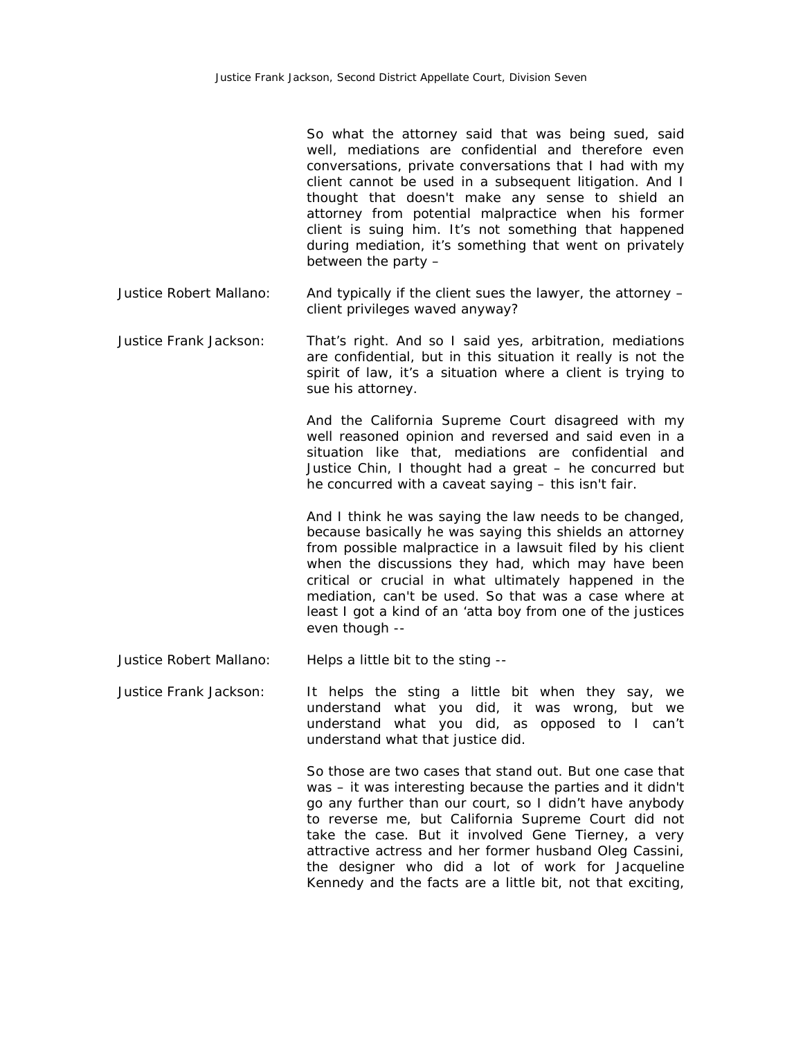So what the attorney said that was being sued, said well, mediations are confidential and therefore even conversations, private conversations that I had with my client cannot be used in a subsequent litigation. And I thought that doesn't make any sense to shield an attorney from potential malpractice when his former client is suing him. It's not something that happened during mediation, it's something that went on privately between the party –

Justice Robert Mallano: And typically if the client sues the lawyer, the attorney – client privileges waved anyway?

Justice Frank Jackson: That's right. And so I said yes, arbitration, mediations are confidential, but in this situation it really is not the spirit of law, it's a situation where a client is trying to sue his attorney.

And the California Supreme Court disagreed with my well reasoned opinion and reversed and said even in a situation like that, mediations are confidential and Justice Chin, I thought had a great – he concurred but he concurred with a caveat saying – this isn't fair.

And I think he was saying the law needs to be changed, because basically he was saying this shields an attorney from possible malpractice in a lawsuit filed by his client when the discussions they had, which may have been critical or crucial in what ultimately happened in the mediation, can't be used. So that was a case where at least I got a kind of an 'atta boy from one of the justices even though --

Justice Robert Mallano: Helps a little bit to the sting --

Justice Frank Jackson: It helps the sting a little bit when they say, we understand what you did, it was wrong, but we understand what you did, as opposed to I can't understand what that justice did.

So those are two cases that stand out. But one case that was – it was interesting because the parties and it didn't go any further than our court, so I didn't have anybody to reverse me, but California Supreme Court did not take the case. But it involved Gene Tierney, a very attractive actress and her former husband Oleg Cassini, the designer who did a lot of work for Jacqueline Kennedy and the facts are a little bit, not that exciting,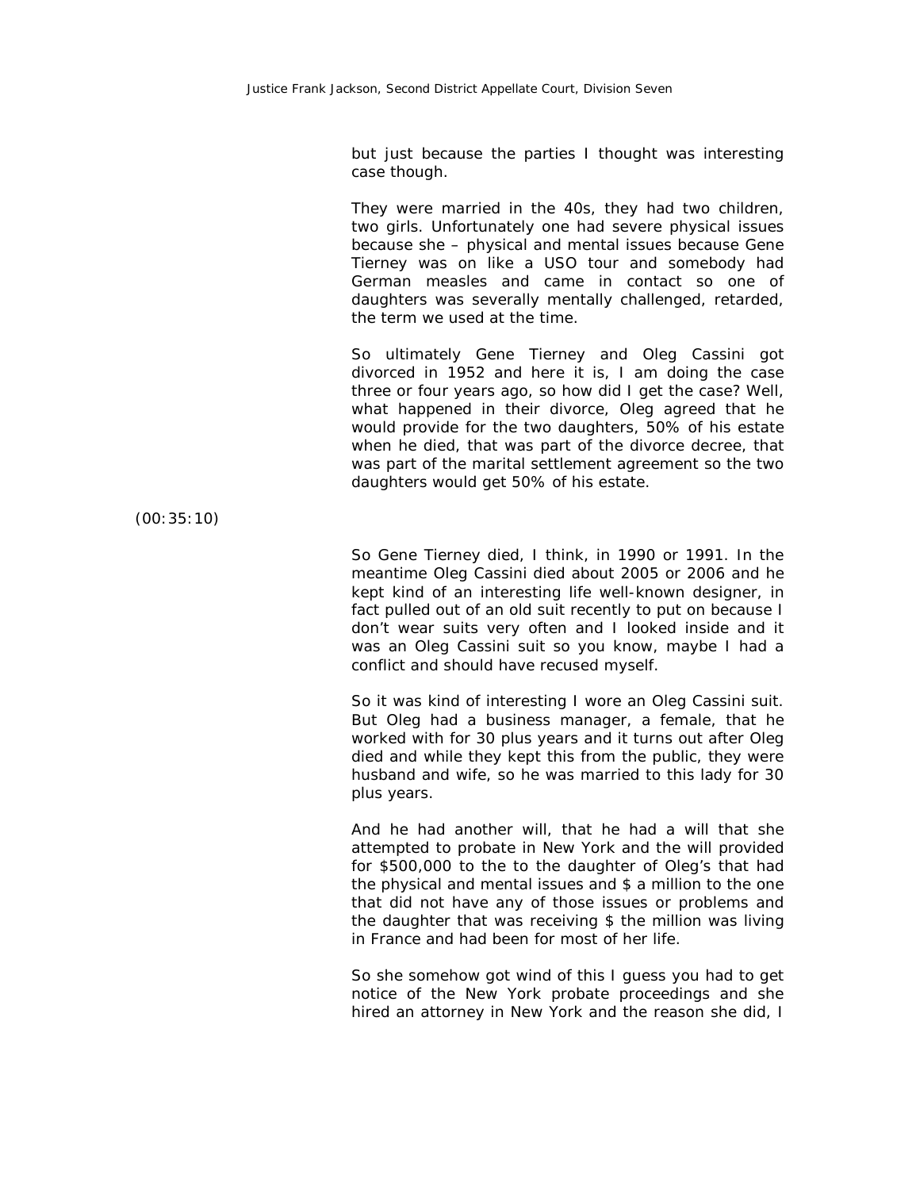but just because the parties I thought was interesting case though.

They were married in the 40s, they had two children, two girls. Unfortunately one had severe physical issues because she – physical and mental issues because Gene Tierney was on like a USO tour and somebody had German measles and came in contact so one of daughters was severally mentally challenged, retarded, the term we used at the time.

So ultimately Gene Tierney and Oleg Cassini got divorced in 1952 and here it is, I am doing the case three or four years ago, so how did I get the case? Well, what happened in their divorce, Oleg agreed that he would provide for the two daughters, 50% of his estate when he died, that was part of the divorce decree, that was part of the marital settlement agreement so the two daughters would get 50% of his estate.

(00:35:10)

So Gene Tierney died, I think, in 1990 or 1991. In the meantime Oleg Cassini died about 2005 or 2006 and he kept kind of an interesting life well-known designer, in fact pulled out of an old suit recently to put on because I don't wear suits very often and I looked inside and it was an Oleg Cassini suit so you know, maybe I had a conflict and should have recused myself.

So it was kind of interesting I wore an Oleg Cassini suit. But Oleg had a business manager, a female, that he worked with for 30 plus years and it turns out after Oleg died and while they kept this from the public, they were husband and wife, so he was married to this lady for 30 plus years.

And he had another will, that he had a will that she attempted to probate in New York and the will provided for $500,000 to the to the daughter of Oleg's that had the physical and mental issues and $ a million to the one that did not have any of those issues or problems and the daughter that was receiving $ the million was living in France and had been for most of her life.

So she somehow got wind of this I guess you had to get notice of the New York probate proceedings and she hired an attorney in New York and the reason she did, I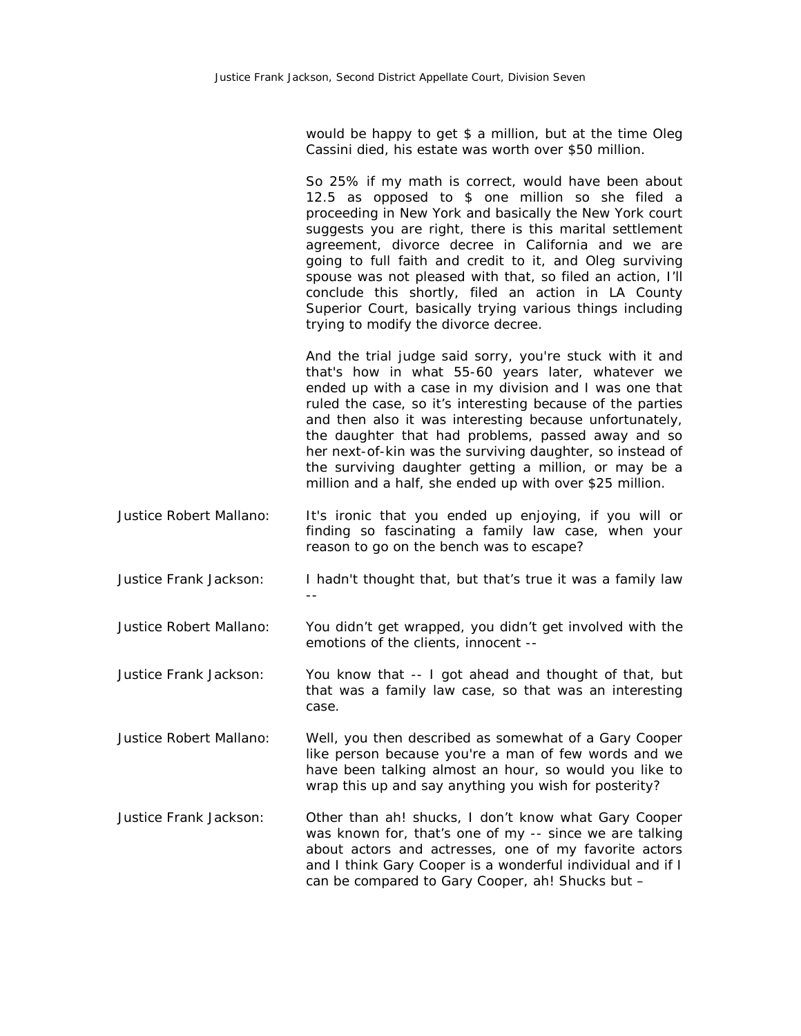would be happy to get $ a million, but at the time Oleg Cassini died, his estate was worth over $50 million.

So 25% if my math is correct, would have been about 12.5 as opposed to $ one million so she filed a proceeding in New York and basically the New York court suggests you are right, there is this marital settlement agreement, divorce decree in California and we are going to full faith and credit to it, and Oleg surviving spouse was not pleased with that, so filed an action, I'll conclude this shortly, filed an action in LA County Superior Court, basically trying various things including trying to modify the divorce decree.

And the trial judge said sorry, you're stuck with it and that's how in what 55-60 years later, whatever we ended up with a case in my division and I was one that ruled the case, so it's interesting because of the parties and then also it was interesting because unfortunately, the daughter that had problems, passed away and so her next-of-kin was the surviving daughter, so instead of the surviving daughter getting a million, or may be a million and a half, she ended up with over $25 million.

Justice Robert Mallano: It's ironic that you ended up enjoying, if you will or finding so fascinating a family law case, when your reason to go on the bench was to escape?

Justice Frank Jackson: I hadn't thought that, but that's true it was a family law --

Justice Robert Mallano: You didn't get wrapped, you didn't get involved with the emotions of the clients, innocent --

Justice Frank Jackson: You know that -- I got ahead and thought of that, but that was a family law case, so that was an interesting case.

Justice Robert Mallano: Well, you then described as somewhat of a Gary Cooper like person because you're a man of few words and we have been talking almost an hour, so would you like to wrap this up and say anything you wish for posterity?

Justice Frank Jackson: Other than ah! shucks, I don't know what Gary Cooper was known for, that's one of my -- since we are talking about actors and actresses, one of my favorite actors and I think Gary Cooper is a wonderful individual and if I can be compared to Gary Cooper, ah! Shucks but –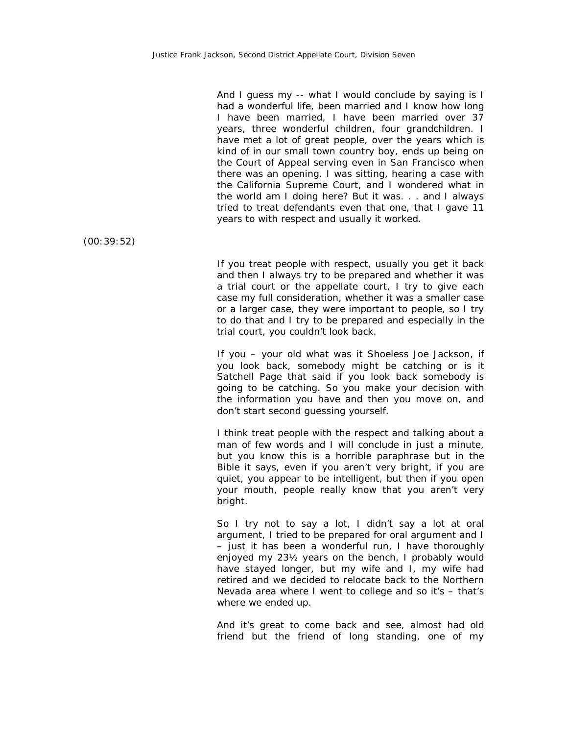And I guess my -- what I would conclude by saying is I had a wonderful life, been married and I know how long I have been married, I have been married over 37 years, three wonderful children, four grandchildren. I have met a lot of great people, over the years which is kind of in our small town country boy, ends up being on the Court of Appeal serving even in San Francisco when there was an opening. I was sitting, hearing a case with the California Supreme Court, and I wondered what in the world am I doing here? But it was. . . and I always tried to treat defendants even that one, that I gave 11 years to with respect and usually it worked.

(00:39:52)

If you treat people with respect, usually you get it back and then I always try to be prepared and whether it was a trial court or the appellate court, I try to give each case my full consideration, whether it was a smaller case or a larger case, they were important to people, so I try to do that and I try to be prepared and especially in the trial court, you couldn't look back.

If you – your old what was it Shoeless Joe Jackson, if you look back, somebody might be catching or is it Satchell Page that said if you look back somebody is going to be catching. So you make your decision with the information you have and then you move on, and don't start second guessing yourself.

I think treat people with the respect and talking about a man of few words and I will conclude in just a minute, but you know this is a horrible paraphrase but in the Bible it says, even if you aren't very bright, if you are quiet, you appear to be intelligent, but then if you open your mouth, people really know that you aren't very bright.

So I try not to say a lot, I didn't say a lot at oral argument, I tried to be prepared for oral argument and I – just it has been a wonderful run, I have thoroughly enjoyed my 23½ years on the bench, I probably would have stayed longer, but my wife and I, my wife had retired and we decided to relocate back to the Northern Nevada area where I went to college and so it's – that's where we ended up.

And it's great to come back and see, almost had old friend but the friend of long standing, one of my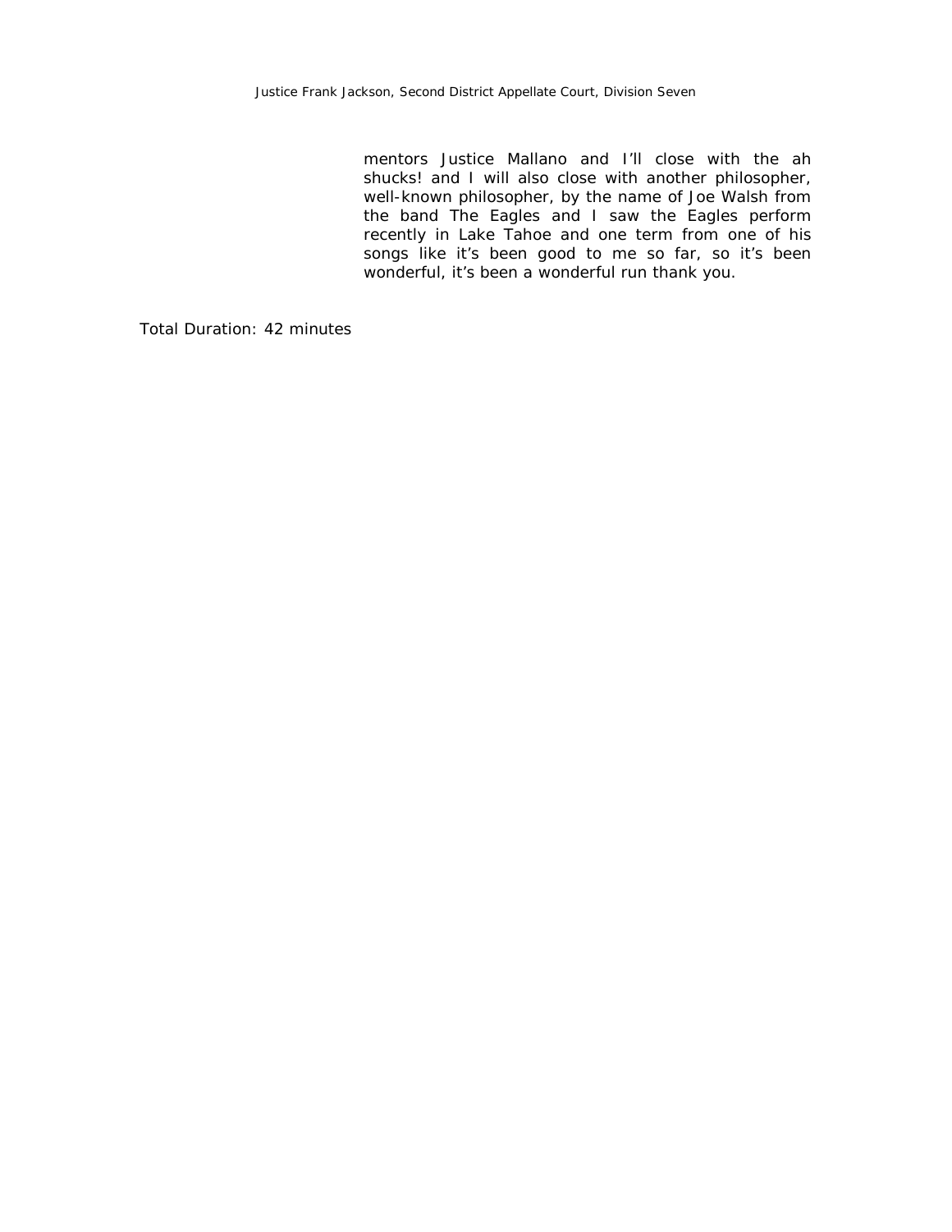mentors Justice Mallano and I'll close with the ah shucks! and I will also close with another philosopher, well-known philosopher, by the name of Joe Walsh from the band The Eagles and I saw the Eagles perform recently in Lake Tahoe and one term from one of his songs like it's been good to me so far, so it's been wonderful, it's been a wonderful run thank you.

Total Duration: 42 minutes